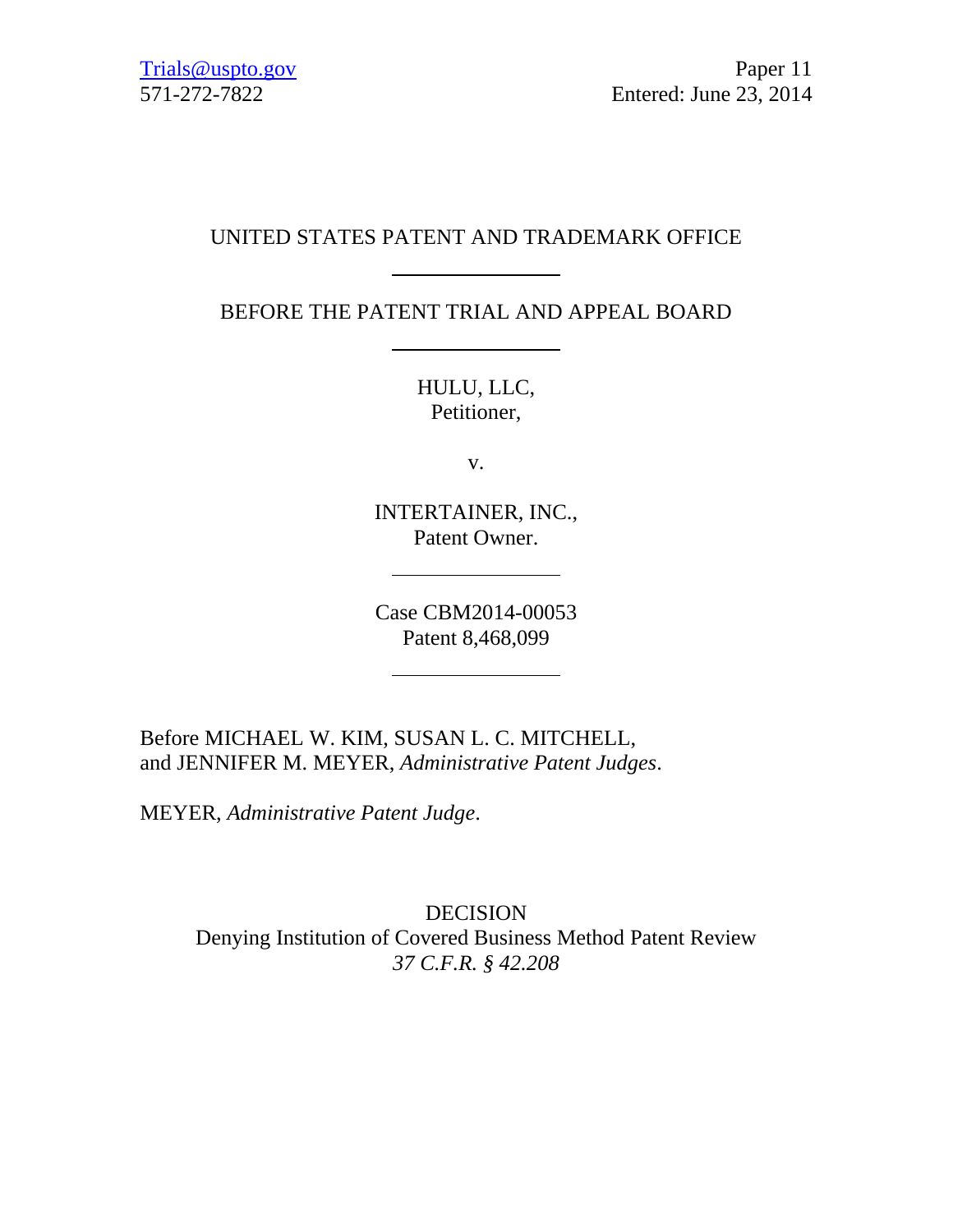Trials@uspto.gov
571-272-7822

Paper 11
Entered: June 23, 2014

UNITED STATES PATENT AND TRADEMARK OFFICE

---

BEFORE THE PATENT TRIAL AND APPEAL BOARD

---

HULU, LLC,
Petitioner,

v.

INTERTAINER, INC.,
Patent Owner.

---

Case CBM2014-00053
Patent 8,468,099

---

Before MICHAEL W. KIM, SUSAN L. C. MITCHELL, and JENNIFER M. MEYER, *Administrative Patent Judges*.

MEYER, *Administrative Patent Judge*.

DECISION
Denying Institution of Covered Business Method Patent Review
*37 C.F.R. § 42.208*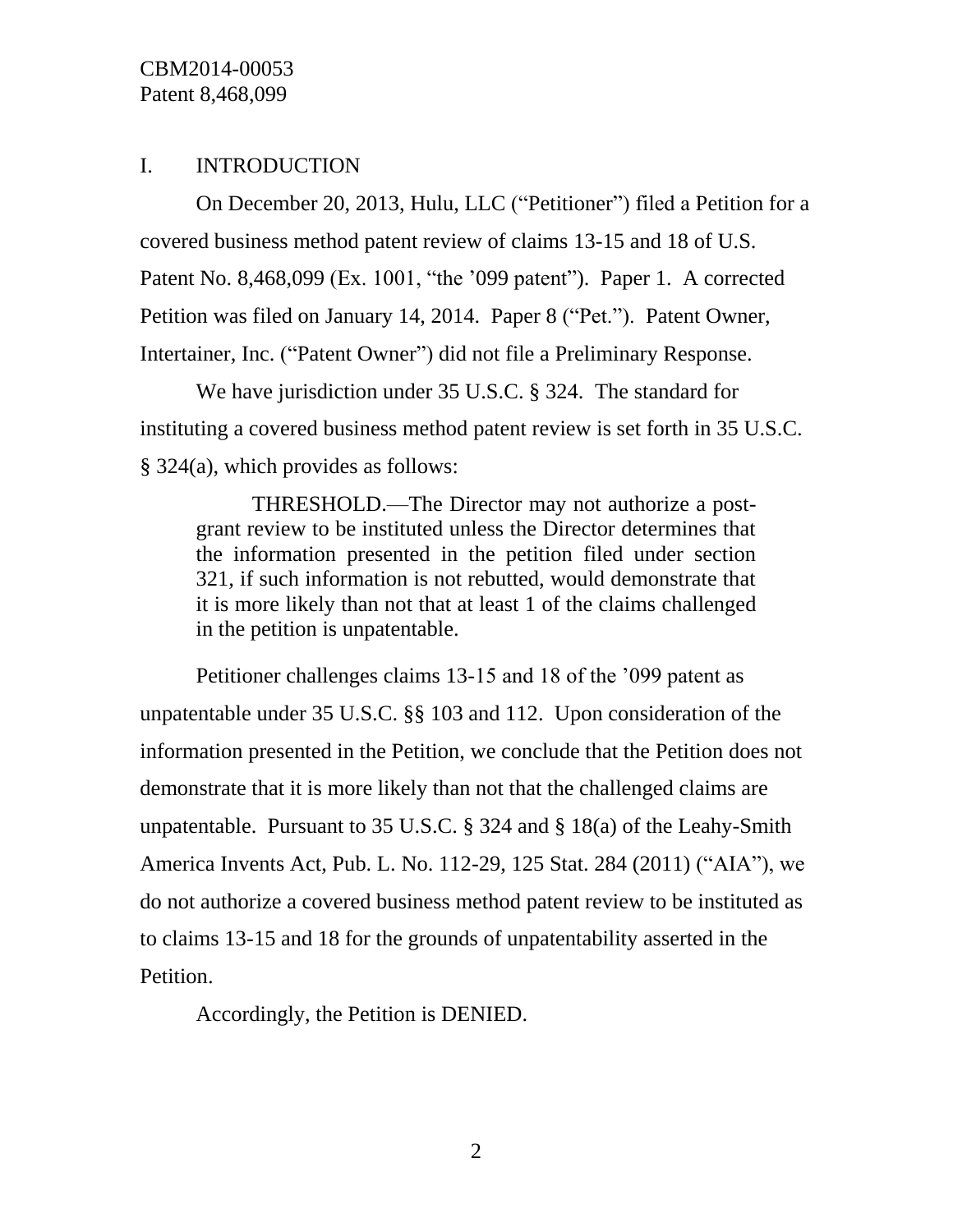## I. INTRODUCTION

On December 20, 2013, Hulu, LLC ("Petitioner") filed a Petition for a covered business method patent review of claims 13-15 and 18 of U.S. Patent No. 8,468,099 (Ex. 1001, "the '099 patent"). Paper 1. A corrected Petition was filed on January 14, 2014. Paper 8 ("Pet."). Patent Owner, Intertainer, Inc. ("Patent Owner") did not file a Preliminary Response.

We have jurisdiction under 35 U.S.C. § 324. The standard for instituting a covered business method patent review is set forth in 35 U.S.C. § 324(a), which provides as follows:

> THRESHOLD.—The Director may not authorize a post-grant review to be instituted unless the Director determines that the information presented in the petition filed under section 321, if such information is not rebutted, would demonstrate that it is more likely than not that at least 1 of the claims challenged in the petition is unpatentable.

Petitioner challenges claims 13-15 and 18 of the '099 patent as unpatentable under 35 U.S.C. §§ 103 and 112. Upon consideration of the information presented in the Petition, we conclude that the Petition does not demonstrate that it is more likely than not that the challenged claims are unpatentable. Pursuant to 35 U.S.C. § 324 and § 18(a) of the Leahy-Smith America Invents Act, Pub. L. No. 112-29, 125 Stat. 284 (2011) ("AIA"), we do not authorize a covered business method patent review to be instituted as to claims 13-15 and 18 for the grounds of unpatentability asserted in the Petition.

Accordingly, the Petition is DENIED.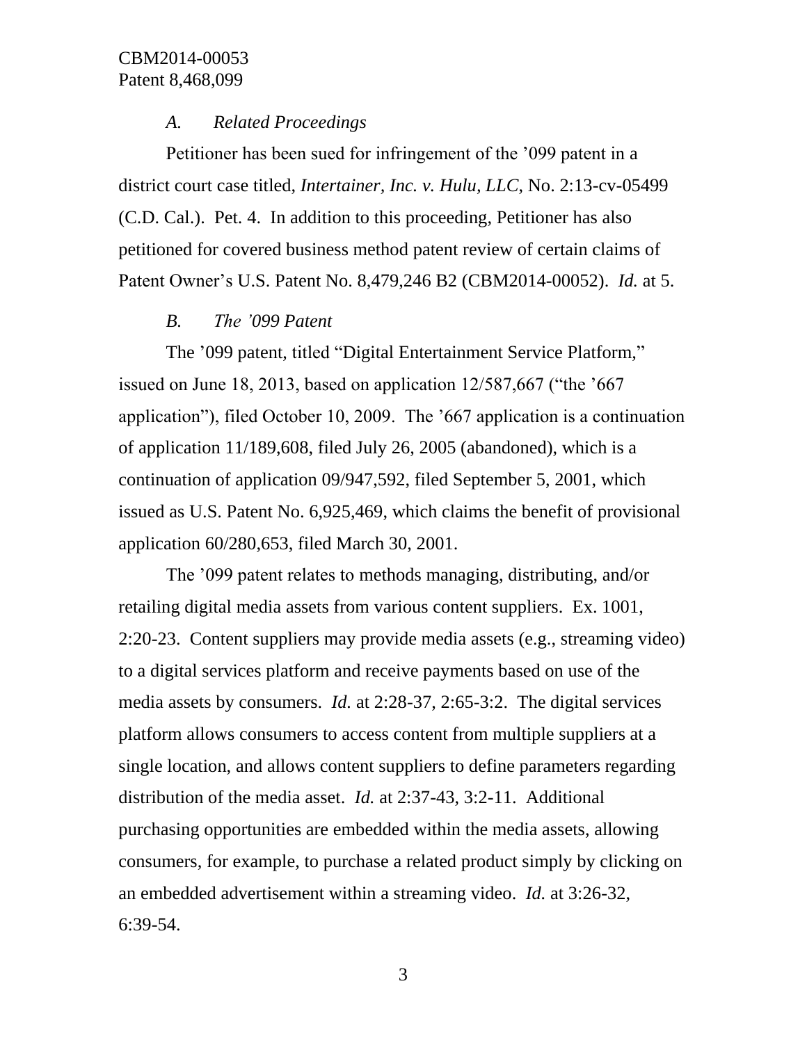### *A. Related Proceedings*

Petitioner has been sued for infringement of the '099 patent in a district court case titled, *Intertainer, Inc. v. Hulu, LLC*, No. 2:13-cv-05499 (C.D. Cal.). Pet. 4. In addition to this proceeding, Petitioner has also petitioned for covered business method patent review of certain claims of Patent Owner's U.S. Patent No. 8,479,246 B2 (CBM2014-00052). *Id.* at 5.

### *B. The '099 Patent*

The '099 patent, titled "Digital Entertainment Service Platform," issued on June 18, 2013, based on application 12/587,667 ("the '667 application"), filed October 10, 2009. The '667 application is a continuation of application 11/189,608, filed July 26, 2005 (abandoned), which is a continuation of application 09/947,592, filed September 5, 2001, which issued as U.S. Patent No. 6,925,469, which claims the benefit of provisional application 60/280,653, filed March 30, 2001.

The '099 patent relates to methods managing, distributing, and/or retailing digital media assets from various content suppliers. Ex. 1001, 2:20-23. Content suppliers may provide media assets (e.g., streaming video) to a digital services platform and receive payments based on use of the media assets by consumers. *Id.* at 2:28-37, 2:65-3:2. The digital services platform allows consumers to access content from multiple suppliers at a single location, and allows content suppliers to define parameters regarding distribution of the media asset. *Id.* at 2:37-43, 3:2-11. Additional purchasing opportunities are embedded within the media assets, allowing consumers, for example, to purchase a related product simply by clicking on an embedded advertisement within a streaming video. *Id.* at 3:26-32, 6:39-54.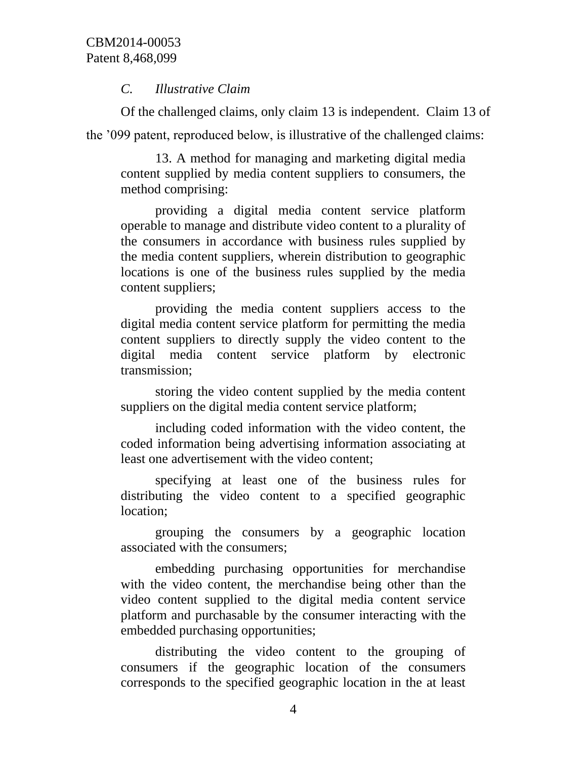### *C. Illustrative Claim*

Of the challenged claims, only claim 13 is independent. Claim 13 of the ’099 patent, reproduced below, is illustrative of the challenged claims:

> 13. A method for managing and marketing digital media content supplied by media content suppliers to consumers, the method comprising:
>
> providing a digital media content service platform operable to manage and distribute video content to a plurality of the consumers in accordance with business rules supplied by the media content suppliers, wherein distribution to geographic locations is one of the business rules supplied by the media content suppliers;
>
> providing the media content suppliers access to the digital media content service platform for permitting the media content suppliers to directly supply the video content to the digital media content service platform by electronic transmission;
>
> storing the video content supplied by the media content suppliers on the digital media content service platform;
>
> including coded information with the video content, the coded information being advertising information associating at least one advertisement with the video content;
>
> specifying at least one of the business rules for distributing the video content to a specified geographic location;
>
> grouping the consumers by a geographic location associated with the consumers;
>
> embedding purchasing opportunities for merchandise with the video content, the merchandise being other than the video content supplied to the digital media content service platform and purchasable by the consumer interacting with the embedded purchasing opportunities;
>
> distributing the video content to the grouping of consumers if the geographic location of the consumers corresponds to the specified geographic location in the at least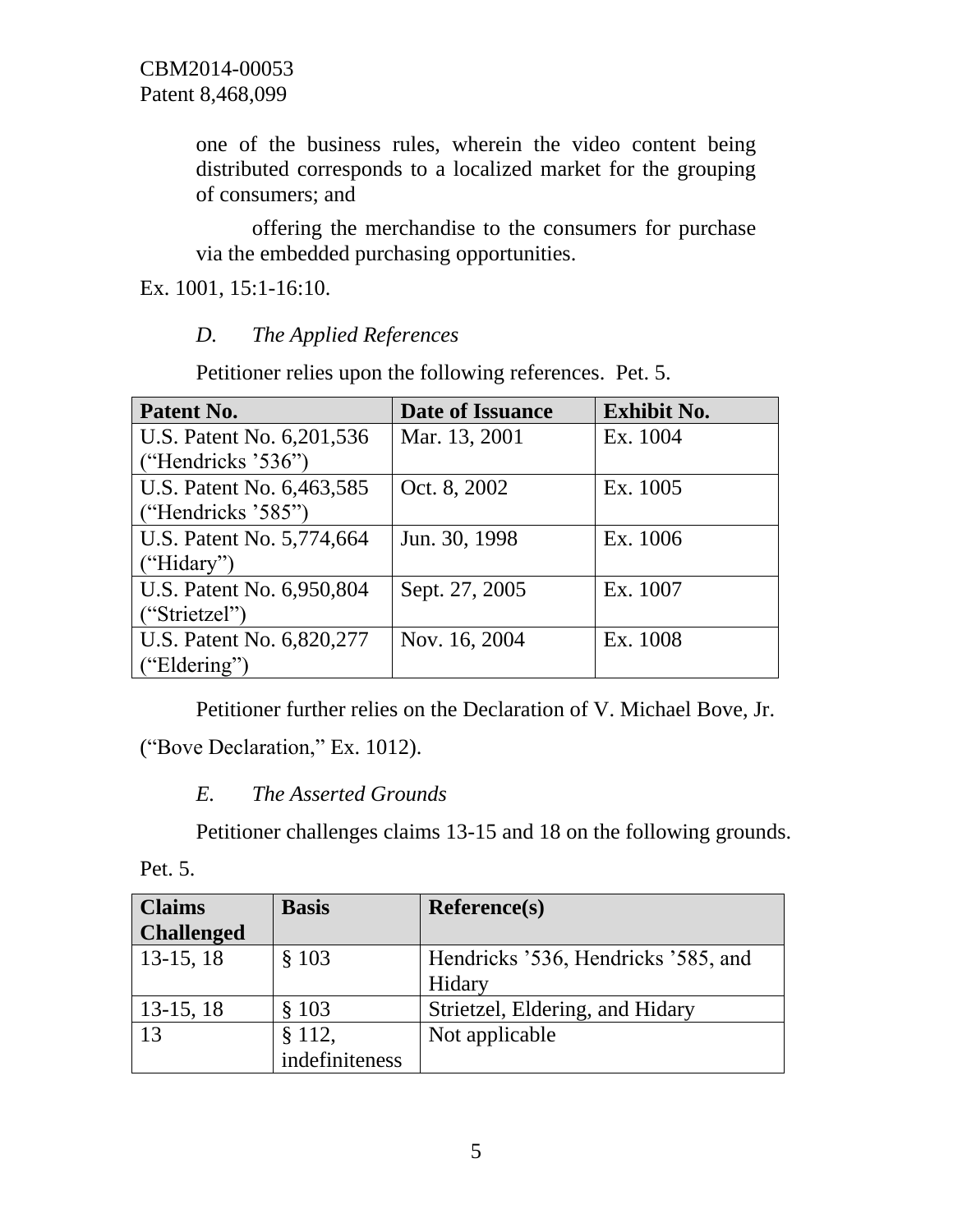one of the business rules, wherein the video content being distributed corresponds to a localized market for the grouping of consumers; and

offering the merchandise to the consumers for purchase via the embedded purchasing opportunities.

Ex. 1001, 15:1-16:10.

### *D. The Applied References*

Petitioner relies upon the following references. Pet. 5.

| Patent No. | Date of Issuance | Exhibit No. |
|---|---|---|
| U.S. Patent No. 6,201,536 (“Hendricks ’536”) | Mar. 13, 2001 | Ex. 1004 |
| U.S. Patent No. 6,463,585 (“Hendricks ’585”) | Oct. 8, 2002 | Ex. 1005 |
| U.S. Patent No. 5,774,664 (“Hidary”) | Jun. 30, 1998 | Ex. 1006 |
| U.S. Patent No. 6,950,804 (“Strietzel”) | Sept. 27, 2005 | Ex. 1007 |
| U.S. Patent No. 6,820,277 (“Eldering”) | Nov. 16, 2004 | Ex. 1008 |

Petitioner further relies on the Declaration of V. Michael Bove, Jr. (“Bove Declaration,” Ex. 1012).

### *E. The Asserted Grounds*

Petitioner challenges claims 13-15 and 18 on the following grounds. Pet. 5.

| Claims Challenged | Basis | Reference(s) |
|---|---|---|
| 13-15, 18 | § 103 | Hendricks ’536, Hendricks ’585, and Hidary |
| 13-15, 18 | § 103 | Strietzel, Eldering, and Hidary |
| 13 | § 112, indefiniteness | Not applicable |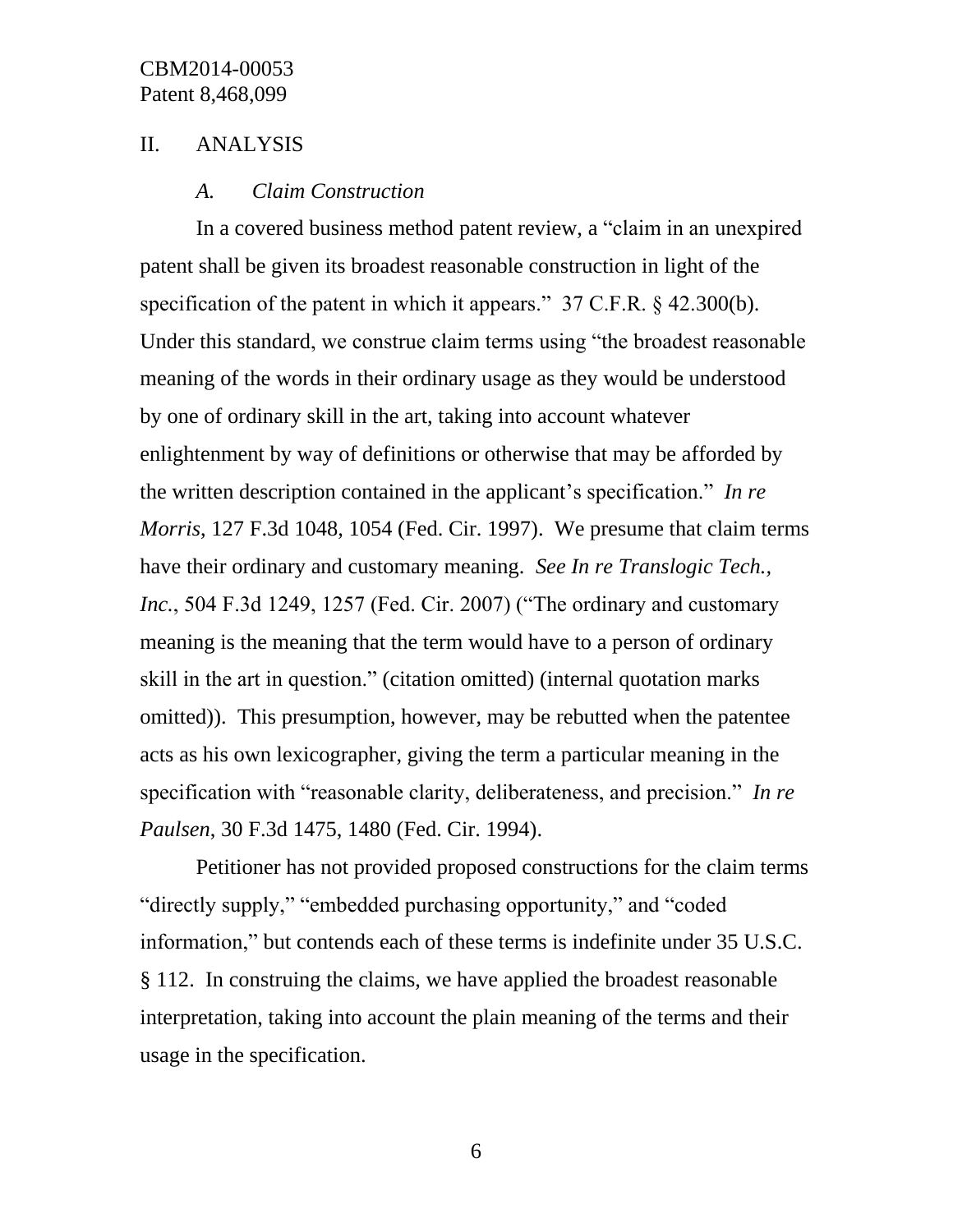## II. ANALYSIS

### *A. Claim Construction*

In a covered business method patent review, a "claim in an unexpired patent shall be given its broadest reasonable construction in light of the specification of the patent in which it appears." 37 C.F.R. § 42.300(b). Under this standard, we construe claim terms using "the broadest reasonable meaning of the words in their ordinary usage as they would be understood by one of ordinary skill in the art, taking into account whatever enlightenment by way of definitions or otherwise that may be afforded by the written description contained in the applicant's specification." *In re Morris*, 127 F.3d 1048, 1054 (Fed. Cir. 1997). We presume that claim terms have their ordinary and customary meaning. *See In re Translogic Tech., Inc.*, 504 F.3d 1249, 1257 (Fed. Cir. 2007) ("The ordinary and customary meaning is the meaning that the term would have to a person of ordinary skill in the art in question." (citation omitted) (internal quotation marks omitted)). This presumption, however, may be rebutted when the patentee acts as his own lexicographer, giving the term a particular meaning in the specification with "reasonable clarity, deliberateness, and precision." *In re Paulsen*, 30 F.3d 1475, 1480 (Fed. Cir. 1994).

Petitioner has not provided proposed constructions for the claim terms "directly supply," "embedded purchasing opportunity," and "coded information," but contends each of these terms is indefinite under 35 U.S.C. § 112. In construing the claims, we have applied the broadest reasonable interpretation, taking into account the plain meaning of the terms and their usage in the specification.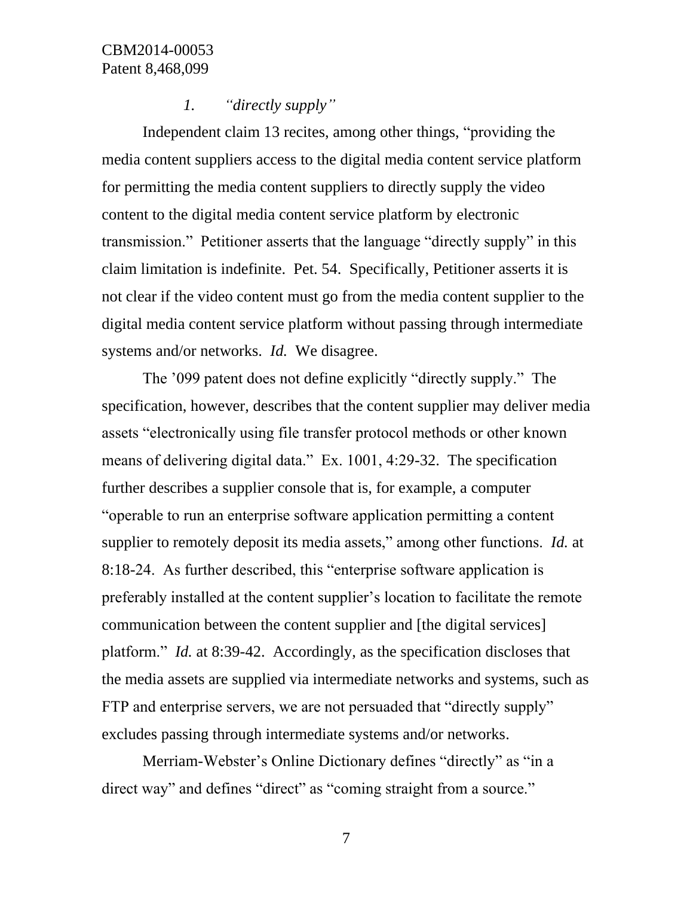### 1. *"directly supply"*

Independent claim 13 recites, among other things, "providing the media content suppliers access to the digital media content service platform for permitting the media content suppliers to directly supply the video content to the digital media content service platform by electronic transmission." Petitioner asserts that the language "directly supply" in this claim limitation is indefinite. Pet. 54. Specifically, Petitioner asserts it is not clear if the video content must go from the media content supplier to the digital media content service platform without passing through intermediate systems and/or networks. *Id.* We disagree.

The '099 patent does not define explicitly "directly supply." The specification, however, describes that the content supplier may deliver media assets "electronically using file transfer protocol methods or other known means of delivering digital data." Ex. 1001, 4:29-32. The specification further describes a supplier console that is, for example, a computer "operable to run an enterprise software application permitting a content supplier to remotely deposit its media assets," among other functions. *Id.* at 8:18-24. As further described, this "enterprise software application is preferably installed at the content supplier's location to facilitate the remote communication between the content supplier and [the digital services] platform." *Id.* at 8:39-42. Accordingly, as the specification discloses that the media assets are supplied via intermediate networks and systems, such as FTP and enterprise servers, we are not persuaded that "directly supply" excludes passing through intermediate systems and/or networks.

Merriam-Webster's Online Dictionary defines "directly" as "in a direct way" and defines "direct" as "coming straight from a source."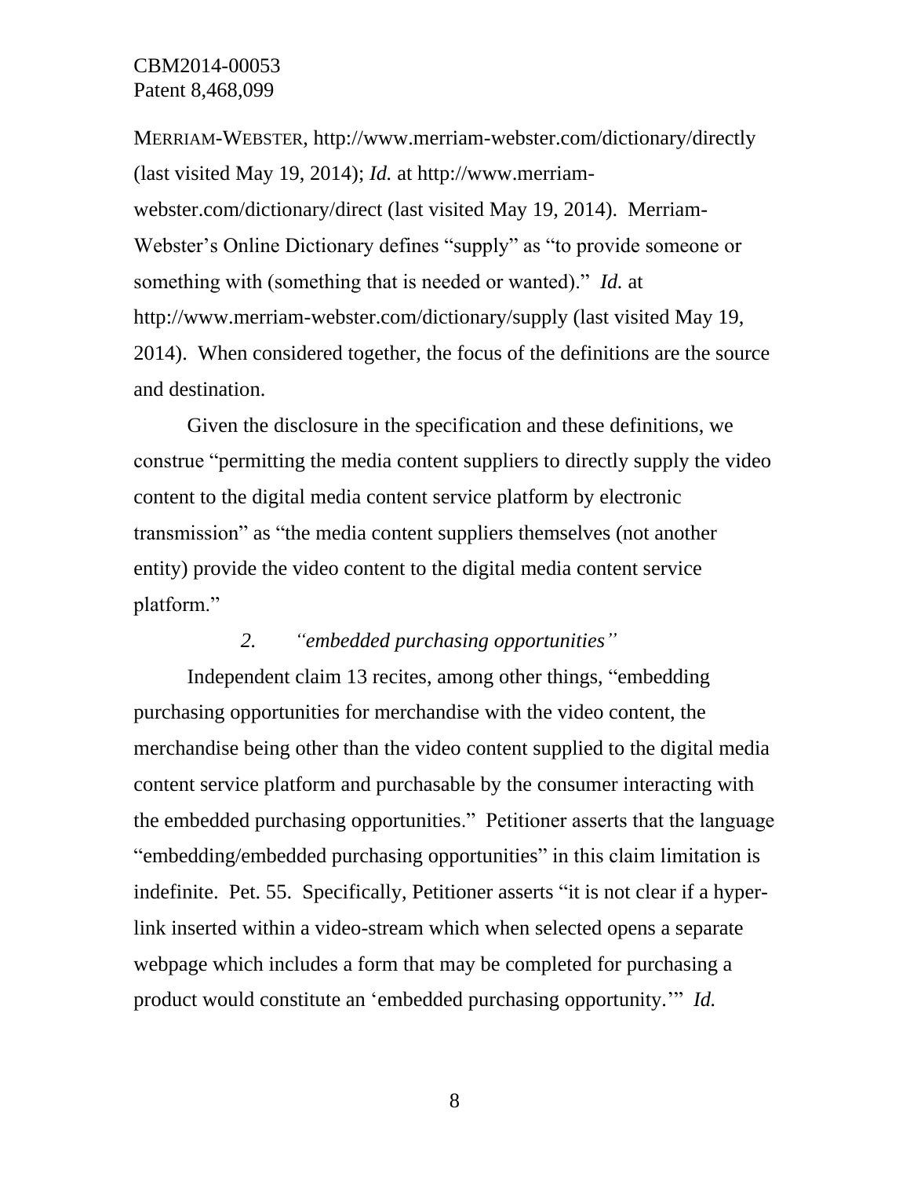MERRIAM-WEBSTER, http://www.merriam-webster.com/dictionary/directly (last visited May 19, 2014); *Id.* at http://www.merriam-webster.com/dictionary/direct (last visited May 19, 2014). Merriam-Webster's Online Dictionary defines "supply" as "to provide someone or something with (something that is needed or wanted)." *Id.* at http://www.merriam-webster.com/dictionary/supply (last visited May 19, 2014). When considered together, the focus of the definitions are the source and destination.

Given the disclosure in the specification and these definitions, we construe "permitting the media content suppliers to directly supply the video content to the digital media content service platform by electronic transmission" as "the media content suppliers themselves (not another entity) provide the video content to the digital media content service platform."

*2. "embedded purchasing opportunities"*

Independent claim 13 recites, among other things, "embedding purchasing opportunities for merchandise with the video content, the merchandise being other than the video content supplied to the digital media content service platform and purchasable by the consumer interacting with the embedded purchasing opportunities." Petitioner asserts that the language "embedding/embedded purchasing opportunities" in this claim limitation is indefinite. Pet. 55. Specifically, Petitioner asserts "it is not clear if a hyper-link inserted within a video-stream which when selected opens a separate webpage which includes a form that may be completed for purchasing a product would constitute an 'embedded purchasing opportunity.'" *Id.*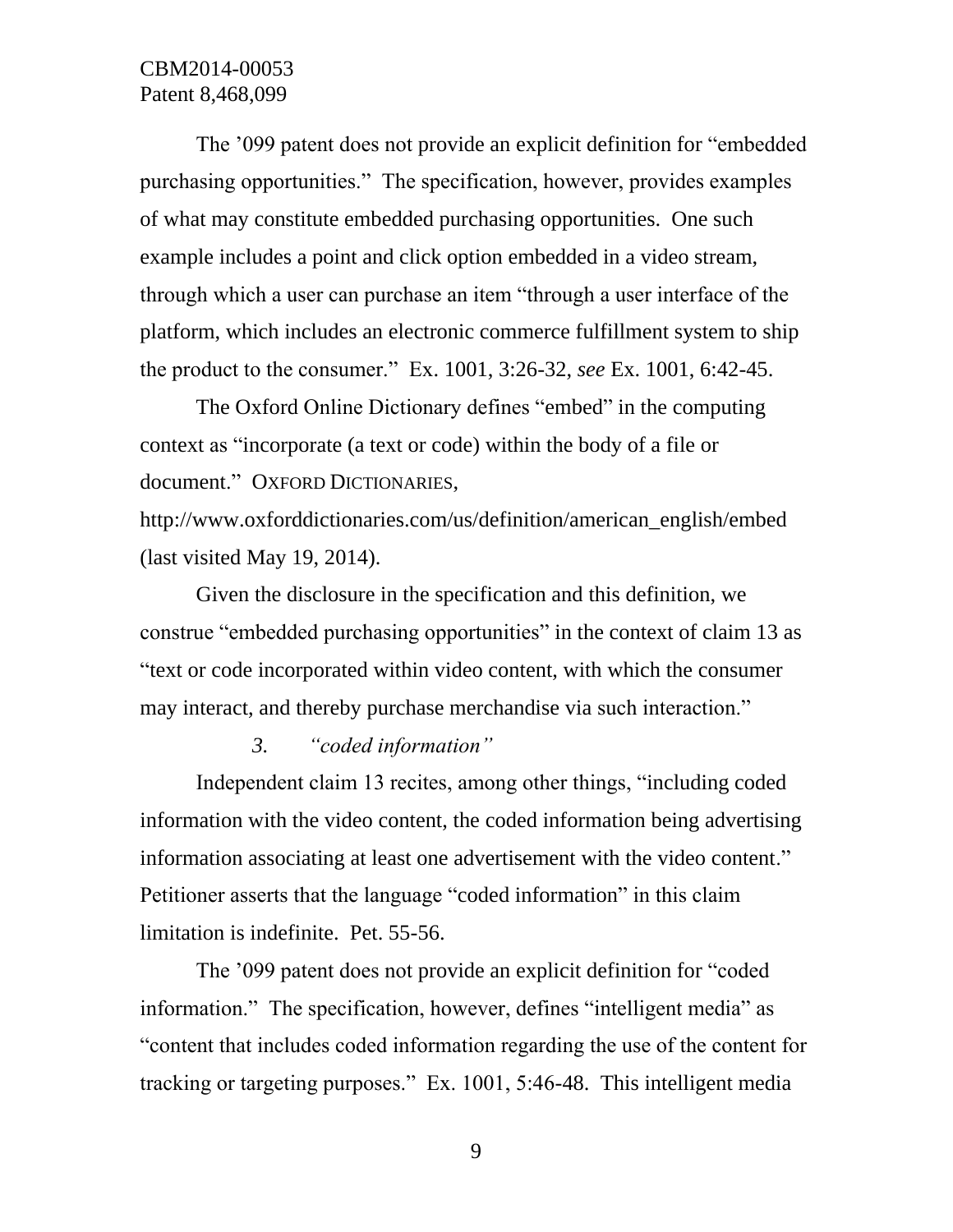The ’099 patent does not provide an explicit definition for “embedded purchasing opportunities.” The specification, however, provides examples of what may constitute embedded purchasing opportunities. One such example includes a point and click option embedded in a video stream, through which a user can purchase an item “through a user interface of the platform, which includes an electronic commerce fulfillment system to ship the product to the consumer.” Ex. 1001, 3:26-32, *see* Ex. 1001, 6:42-45.

The Oxford Online Dictionary defines “embed” in the computing context as “incorporate (a text or code) within the body of a file or document.” OXFORD DICTIONARIES, http://www.oxforddictionaries.com/us/definition/american_english/embed (last visited May 19, 2014).

Given the disclosure in the specification and this definition, we construe “embedded purchasing opportunities” in the context of claim 13 as “text or code incorporated within video content, with which the consumer may interact, and thereby purchase merchandise via such interaction.”

*3. “coded information”*

Independent claim 13 recites, among other things, “including coded information with the video content, the coded information being advertising information associating at least one advertisement with the video content.” Petitioner asserts that the language “coded information” in this claim limitation is indefinite. Pet. 55-56.

The ’099 patent does not provide an explicit definition for “coded information.” The specification, however, defines “intelligent media” as “content that includes coded information regarding the use of the content for tracking or targeting purposes.” Ex. 1001, 5:46-48. This intelligent media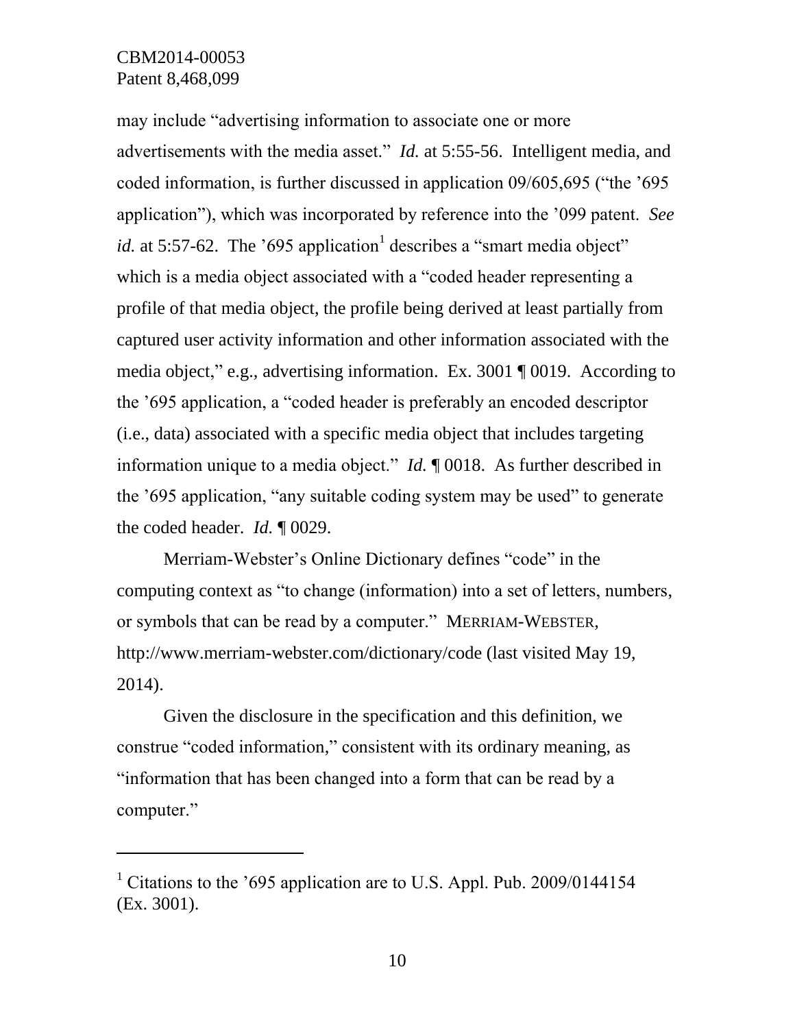may include "advertising information to associate one or more advertisements with the media asset." *Id.* at 5:55-56. Intelligent media, and coded information, is further discussed in application 09/605,695 ("the '695 application"), which was incorporated by reference into the '099 patent. *See id.* at 5:57-62. The '695 application[1] describes a "smart media object" which is a media object associated with a "coded header representing a profile of that media object, the profile being derived at least partially from captured user activity information and other information associated with the media object," e.g., advertising information. Ex. 3001 ¶ 0019. According to the '695 application, a "coded header is preferably an encoded descriptor (i.e., data) associated with a specific media object that includes targeting information unique to a media object." *Id.* ¶ 0018. As further described in the '695 application, "any suitable coding system may be used" to generate the coded header. *Id.* ¶ 0029.

Merriam-Webster's Online Dictionary defines "code" in the computing context as "to change (information) into a set of letters, numbers, or symbols that can be read by a computer." MERRIAM-WEBSTER, http://www.merriam-webster.com/dictionary/code (last visited May 19, 2014).

Given the disclosure in the specification and this definition, we construe "coded information," consistent with its ordinary meaning, as "information that has been changed into a form that can be read by a computer."

---

[1] Citations to the '695 application are to U.S. Appl. Pub. 2009/0144154 (Ex. 3001).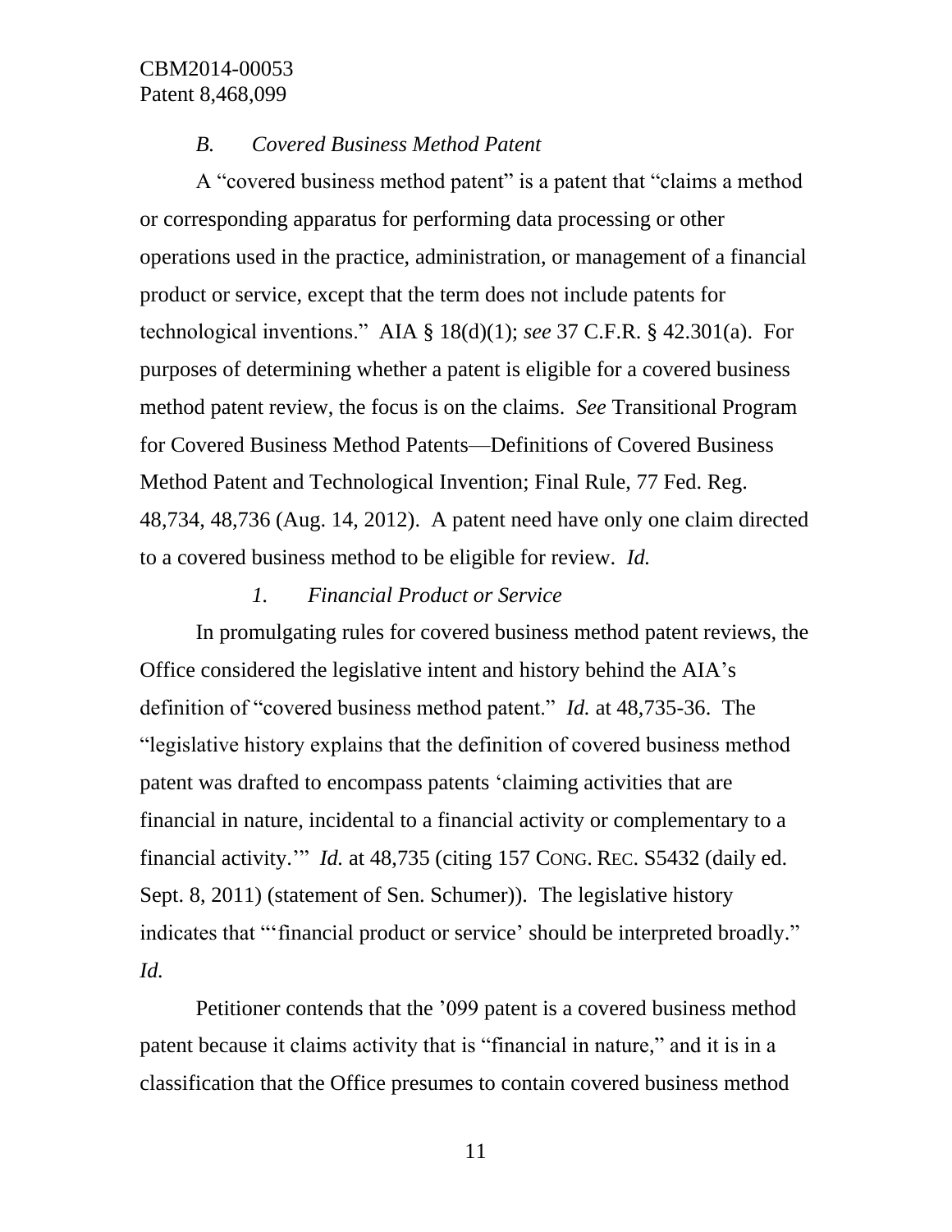### *B. Covered Business Method Patent*

A "covered business method patent" is a patent that "claims a method or corresponding apparatus for performing data processing or other operations used in the practice, administration, or management of a financial product or service, except that the term does not include patents for technological inventions." AIA § 18(d)(1); *see* 37 C.F.R. § 42.301(a). For purposes of determining whether a patent is eligible for a covered business method patent review, the focus is on the claims. *See* Transitional Program for Covered Business Method Patents—Definitions of Covered Business Method Patent and Technological Invention; Final Rule, 77 Fed. Reg. 48,734, 48,736 (Aug. 14, 2012). A patent need have only one claim directed to a covered business method to be eligible for review. *Id.*

#### *1. Financial Product or Service*

In promulgating rules for covered business method patent reviews, the Office considered the legislative intent and history behind the AIA's definition of "covered business method patent." *Id.* at 48,735-36. The "legislative history explains that the definition of covered business method patent was drafted to encompass patents 'claiming activities that are financial in nature, incidental to a financial activity or complementary to a financial activity.'" *Id.* at 48,735 (citing 157 CONG. REC. S5432 (daily ed. Sept. 8, 2011) (statement of Sen. Schumer)). The legislative history indicates that "'financial product or service' should be interpreted broadly." *Id.*

Petitioner contends that the '099 patent is a covered business method patent because it claims activity that is "financial in nature," and it is in a classification that the Office presumes to contain covered business method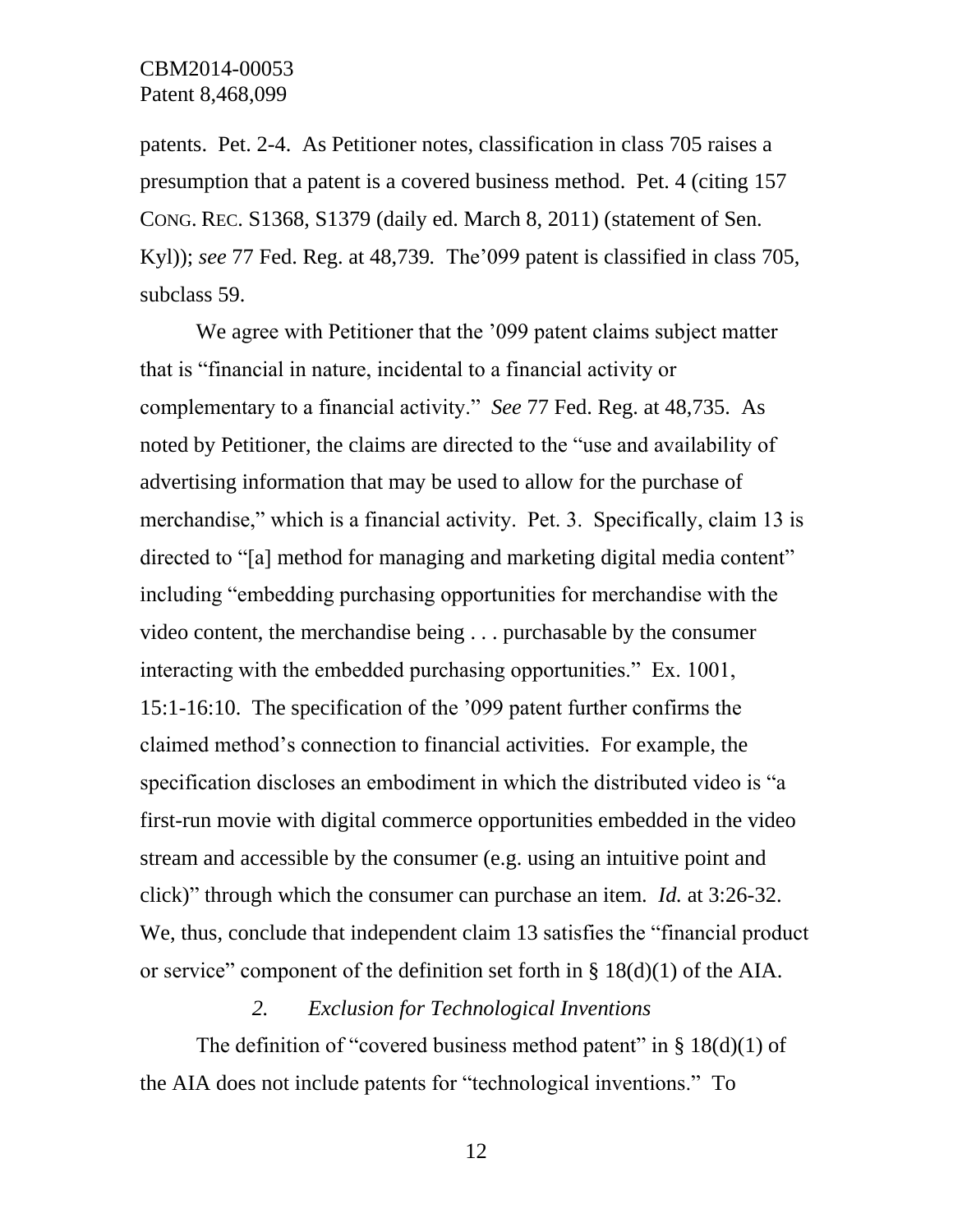patents. Pet. 2-4. As Petitioner notes, classification in class 705 raises a presumption that a patent is a covered business method. Pet. 4 (citing 157 CONG. REC. S1368, S1379 (daily ed. March 8, 2011) (statement of Sen. Kyl)); *see* 77 Fed. Reg. at 48,739. The'099 patent is classified in class 705, subclass 59.

We agree with Petitioner that the '099 patent claims subject matter that is "financial in nature, incidental to a financial activity or complementary to a financial activity." *See* 77 Fed. Reg. at 48,735. As noted by Petitioner, the claims are directed to the "use and availability of advertising information that may be used to allow for the purchase of merchandise," which is a financial activity. Pet. 3. Specifically, claim 13 is directed to "[a] method for managing and marketing digital media content" including "embedding purchasing opportunities for merchandise with the video content, the merchandise being . . . purchasable by the consumer interacting with the embedded purchasing opportunities." Ex. 1001, 15:1-16:10. The specification of the '099 patent further confirms the claimed method's connection to financial activities. For example, the specification discloses an embodiment in which the distributed video is "a first-run movie with digital commerce opportunities embedded in the video stream and accessible by the consumer (e.g. using an intuitive point and click)" through which the consumer can purchase an item. *Id.* at 3:26-32. We, thus, conclude that independent claim 13 satisfies the "financial product or service" component of the definition set forth in § 18(d)(1) of the AIA.

### *2. Exclusion for Technological Inventions*

The definition of "covered business method patent" in § 18(d)(1) of the AIA does not include patents for "technological inventions." To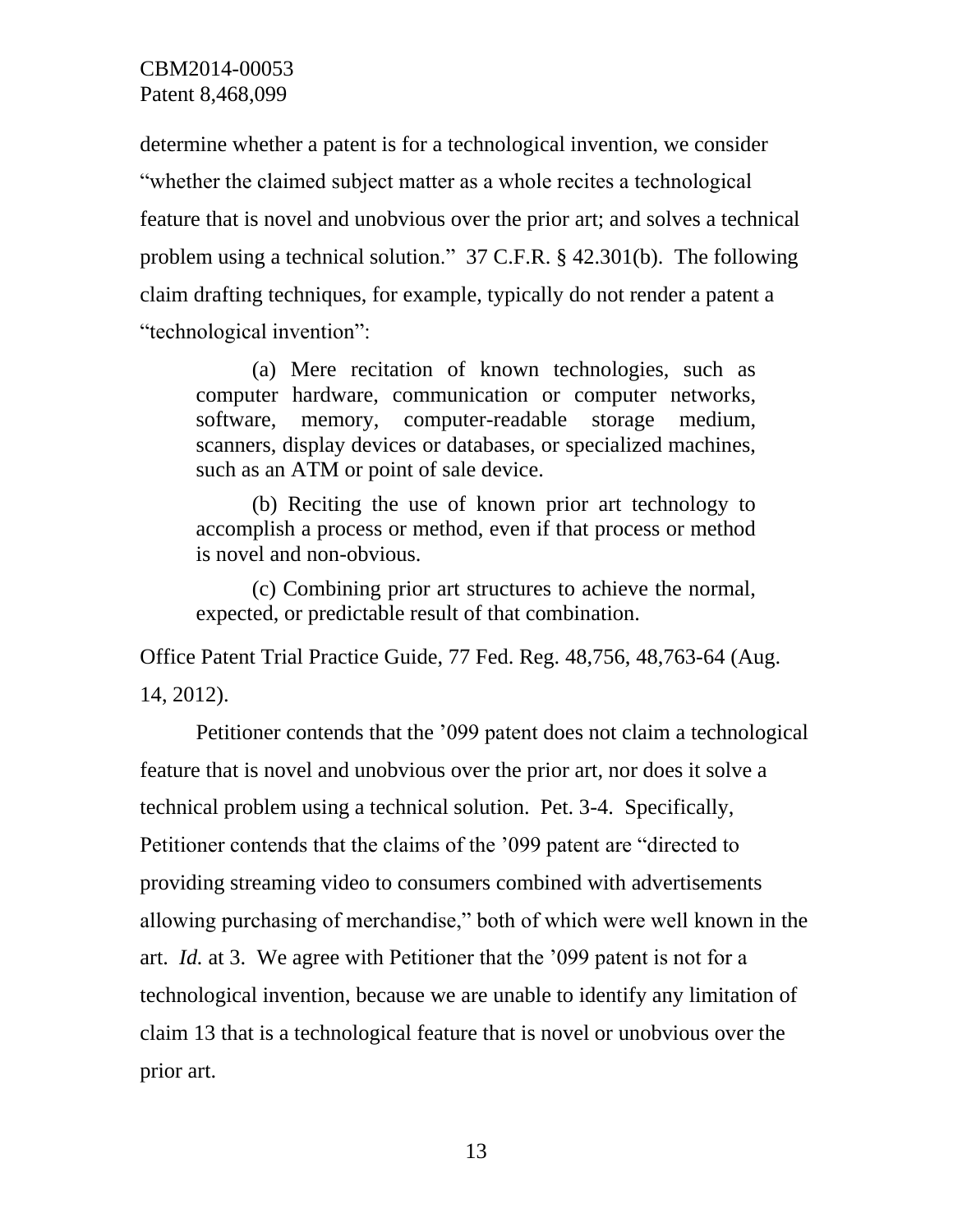determine whether a patent is for a technological invention, we consider "whether the claimed subject matter as a whole recites a technological feature that is novel and unobvious over the prior art; and solves a technical problem using a technical solution." 37 C.F.R. § 42.301(b). The following claim drafting techniques, for example, typically do not render a patent a "technological invention":

> (a) Mere recitation of known technologies, such as computer hardware, communication or computer networks, software, memory, computer-readable storage medium, scanners, display devices or databases, or specialized machines, such as an ATM or point of sale device.
>
> (b) Reciting the use of known prior art technology to accomplish a process or method, even if that process or method is novel and non-obvious.
>
> (c) Combining prior art structures to achieve the normal, expected, or predictable result of that combination.

Office Patent Trial Practice Guide, 77 Fed. Reg. 48,756, 48,763-64 (Aug. 14, 2012).

Petitioner contends that the '099 patent does not claim a technological feature that is novel and unobvious over the prior art, nor does it solve a technical problem using a technical solution. Pet. 3-4. Specifically, Petitioner contends that the claims of the '099 patent are "directed to providing streaming video to consumers combined with advertisements allowing purchasing of merchandise," both of which were well known in the art. *Id.* at 3. We agree with Petitioner that the '099 patent is not for a technological invention, because we are unable to identify any limitation of claim 13 that is a technological feature that is novel or unobvious over the prior art.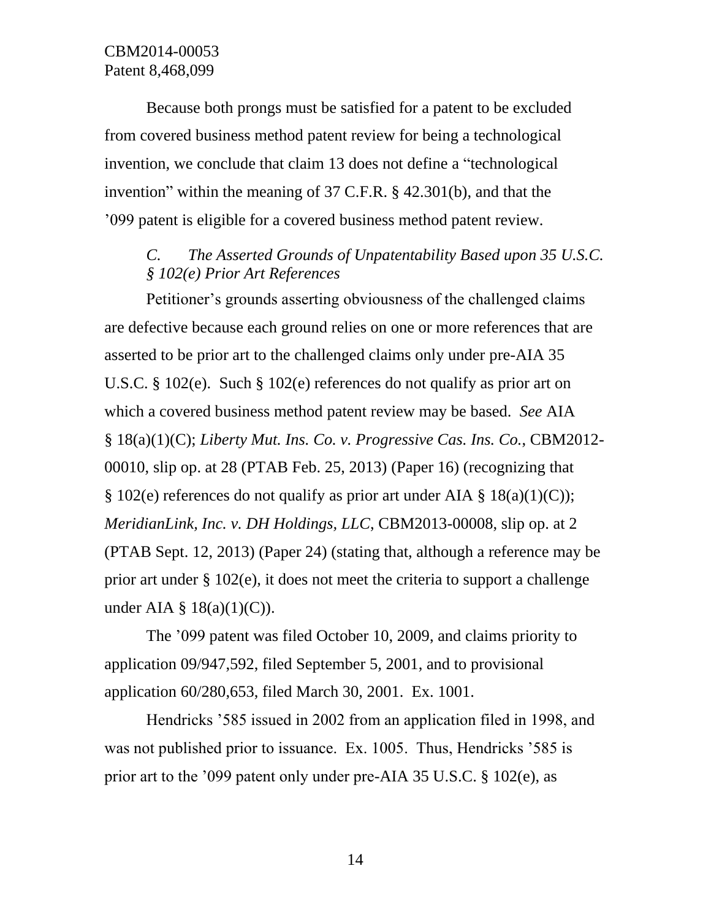Because both prongs must be satisfied for a patent to be excluded from covered business method patent review for being a technological invention, we conclude that claim 13 does not define a "technological invention" within the meaning of 37 C.F.R. § 42.301(b), and that the '099 patent is eligible for a covered business method patent review.

### *C. The Asserted Grounds of Unpatentability Based upon 35 U.S.C. § 102(e) Prior Art References*

Petitioner's grounds asserting obviousness of the challenged claims are defective because each ground relies on one or more references that are asserted to be prior art to the challenged claims only under pre-AIA 35 U.S.C. § 102(e). Such § 102(e) references do not qualify as prior art on which a covered business method patent review may be based. *See* AIA § 18(a)(1)(C); *Liberty Mut. Ins. Co. v. Progressive Cas. Ins. Co.*, CBM2012-00010, slip op. at 28 (PTAB Feb. 25, 2013) (Paper 16) (recognizing that § 102(e) references do not qualify as prior art under AIA § 18(a)(1)(C)); *MeridianLink, Inc. v. DH Holdings, LLC*, CBM2013-00008, slip op. at 2 (PTAB Sept. 12, 2013) (Paper 24) (stating that, although a reference may be prior art under § 102(e), it does not meet the criteria to support a challenge under AIA § 18(a)(1)(C)).

The '099 patent was filed October 10, 2009, and claims priority to application 09/947,592, filed September 5, 2001, and to provisional application 60/280,653, filed March 30, 2001. Ex. 1001.

Hendricks '585 issued in 2002 from an application filed in 1998, and was not published prior to issuance. Ex. 1005. Thus, Hendricks '585 is prior art to the '099 patent only under pre-AIA 35 U.S.C. § 102(e), as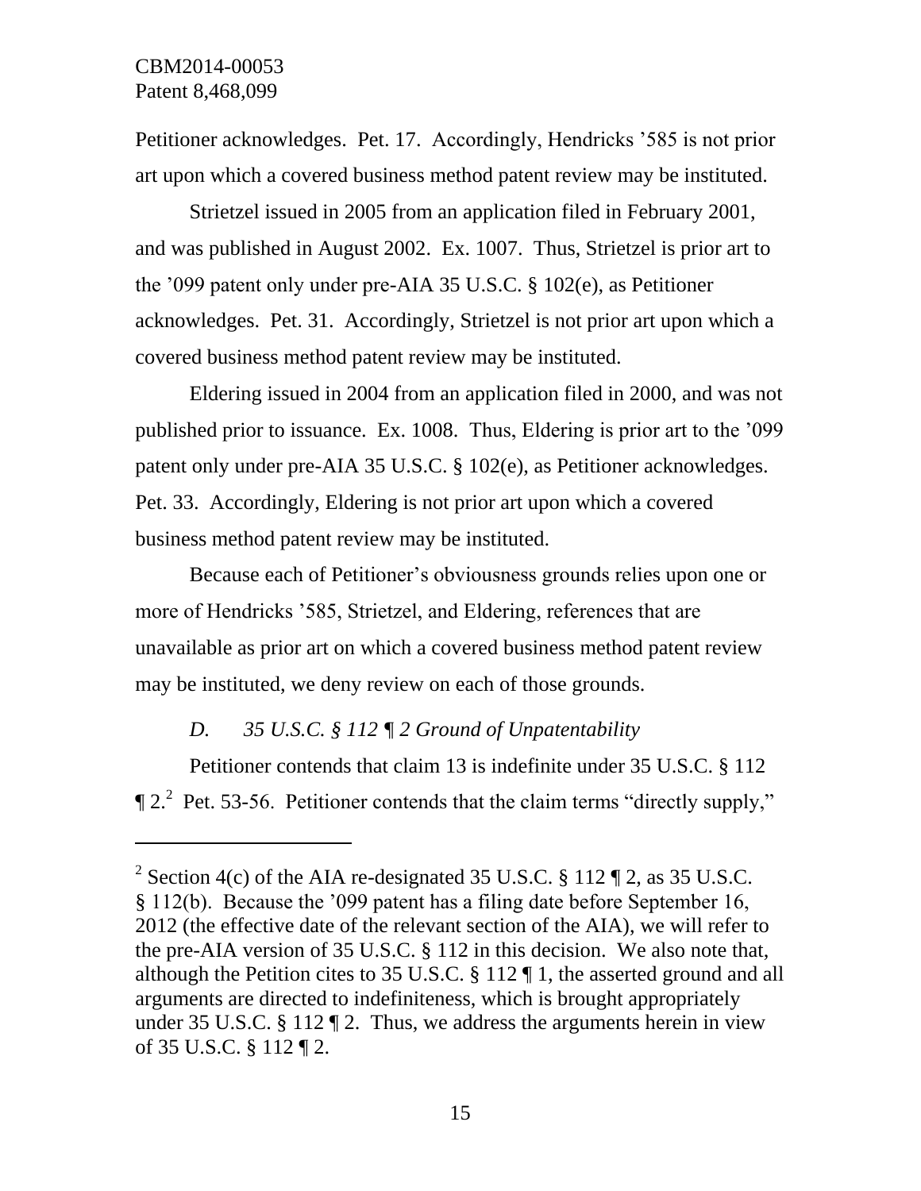Petitioner acknowledges. Pet. 17. Accordingly, Hendricks '585 is not prior art upon which a covered business method patent review may be instituted.

Strietzel issued in 2005 from an application filed in February 2001, and was published in August 2002. Ex. 1007. Thus, Strietzel is prior art to the '099 patent only under pre-AIA 35 U.S.C. § 102(e), as Petitioner acknowledges. Pet. 31. Accordingly, Strietzel is not prior art upon which a covered business method patent review may be instituted.

Eldering issued in 2004 from an application filed in 2000, and was not published prior to issuance. Ex. 1008. Thus, Eldering is prior art to the '099 patent only under pre-AIA 35 U.S.C. § 102(e), as Petitioner acknowledges. Pet. 33. Accordingly, Eldering is not prior art upon which a covered business method patent review may be instituted.

Because each of Petitioner's obviousness grounds relies upon one or more of Hendricks '585, Strietzel, and Eldering, references that are unavailable as prior art on which a covered business method patent review may be instituted, we deny review on each of those grounds.

### *D. 35 U.S.C. § 112 ¶ 2 Ground of Unpatentability*

Petitioner contends that claim 13 is indefinite under 35 U.S.C. § 112 ¶ 2.[2] Pet. 53-56. Petitioner contends that the claim terms "directly supply,"

---

[2] Section 4(c) of the AIA re-designated 35 U.S.C. § 112 ¶ 2, as 35 U.S.C. § 112(b). Because the '099 patent has a filing date before September 16, 2012 (the effective date of the relevant section of the AIA), we will refer to the pre-AIA version of 35 U.S.C. § 112 in this decision. We also note that, although the Petition cites to 35 U.S.C. § 112 ¶ 1, the asserted ground and all arguments are directed to indefiniteness, which is brought appropriately under 35 U.S.C. § 112 ¶ 2. Thus, we address the arguments herein in view of 35 U.S.C. § 112 ¶ 2.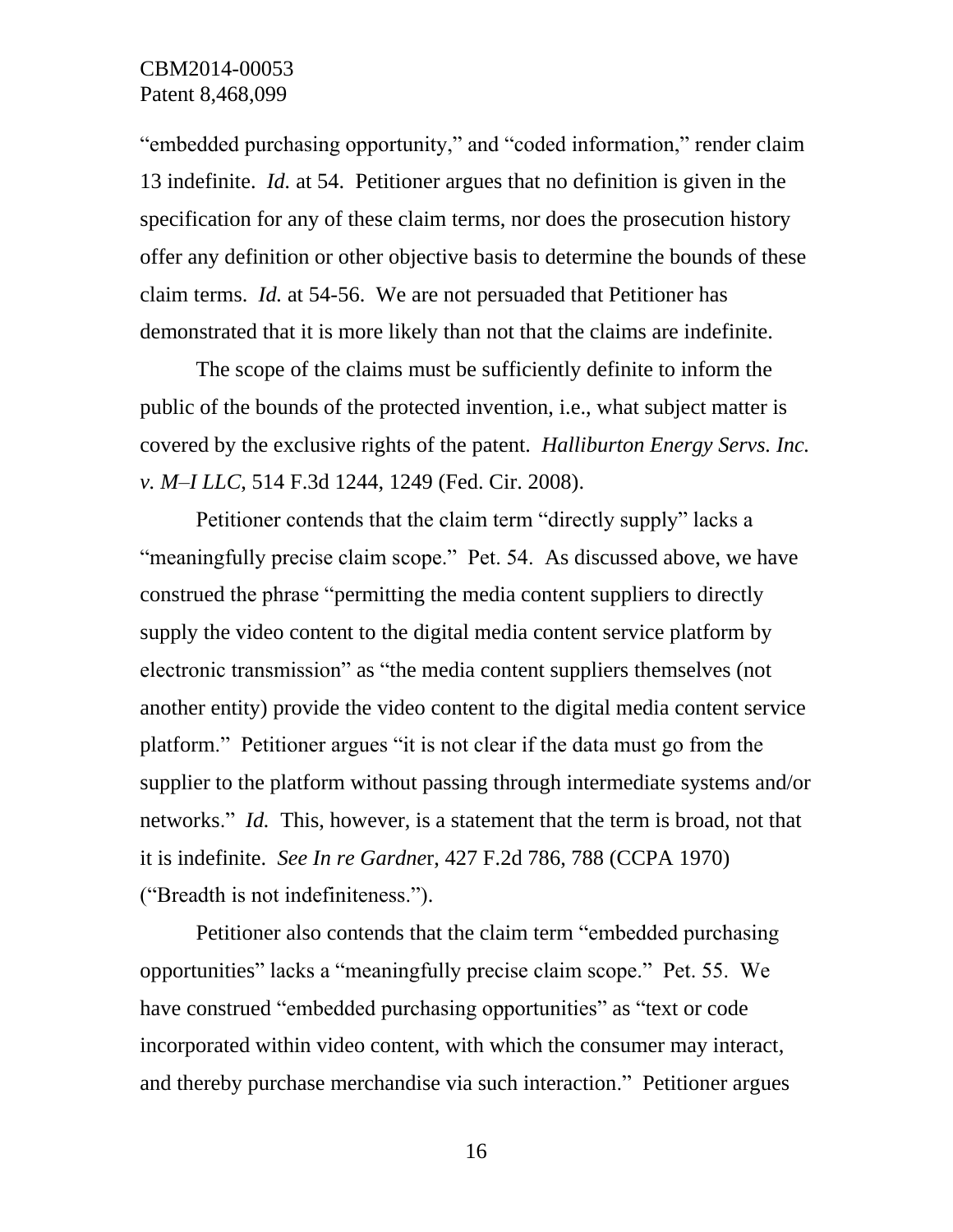"embedded purchasing opportunity," and "coded information," render claim 13 indefinite. *Id.* at 54. Petitioner argues that no definition is given in the specification for any of these claim terms, nor does the prosecution history offer any definition or other objective basis to determine the bounds of these claim terms. *Id.* at 54-56. We are not persuaded that Petitioner has demonstrated that it is more likely than not that the claims are indefinite.

The scope of the claims must be sufficiently definite to inform the public of the bounds of the protected invention, i.e., what subject matter is covered by the exclusive rights of the patent. *Halliburton Energy Servs. Inc. v. M–I LLC*, 514 F.3d 1244, 1249 (Fed. Cir. 2008).

Petitioner contends that the claim term "directly supply" lacks a "meaningfully precise claim scope." Pet. 54. As discussed above, we have construed the phrase "permitting the media content suppliers to directly supply the video content to the digital media content service platform by electronic transmission" as "the media content suppliers themselves (not another entity) provide the video content to the digital media content service platform." Petitioner argues "it is not clear if the data must go from the supplier to the platform without passing through intermediate systems and/or networks." *Id.* This, however, is a statement that the term is broad, not that it is indefinite. *See In re Gardner*, 427 F.2d 786, 788 (CCPA 1970) ("Breadth is not indefiniteness.").

Petitioner also contends that the claim term "embedded purchasing opportunities" lacks a "meaningfully precise claim scope." Pet. 55. We have construed "embedded purchasing opportunities" as "text or code incorporated within video content, with which the consumer may interact, and thereby purchase merchandise via such interaction." Petitioner argues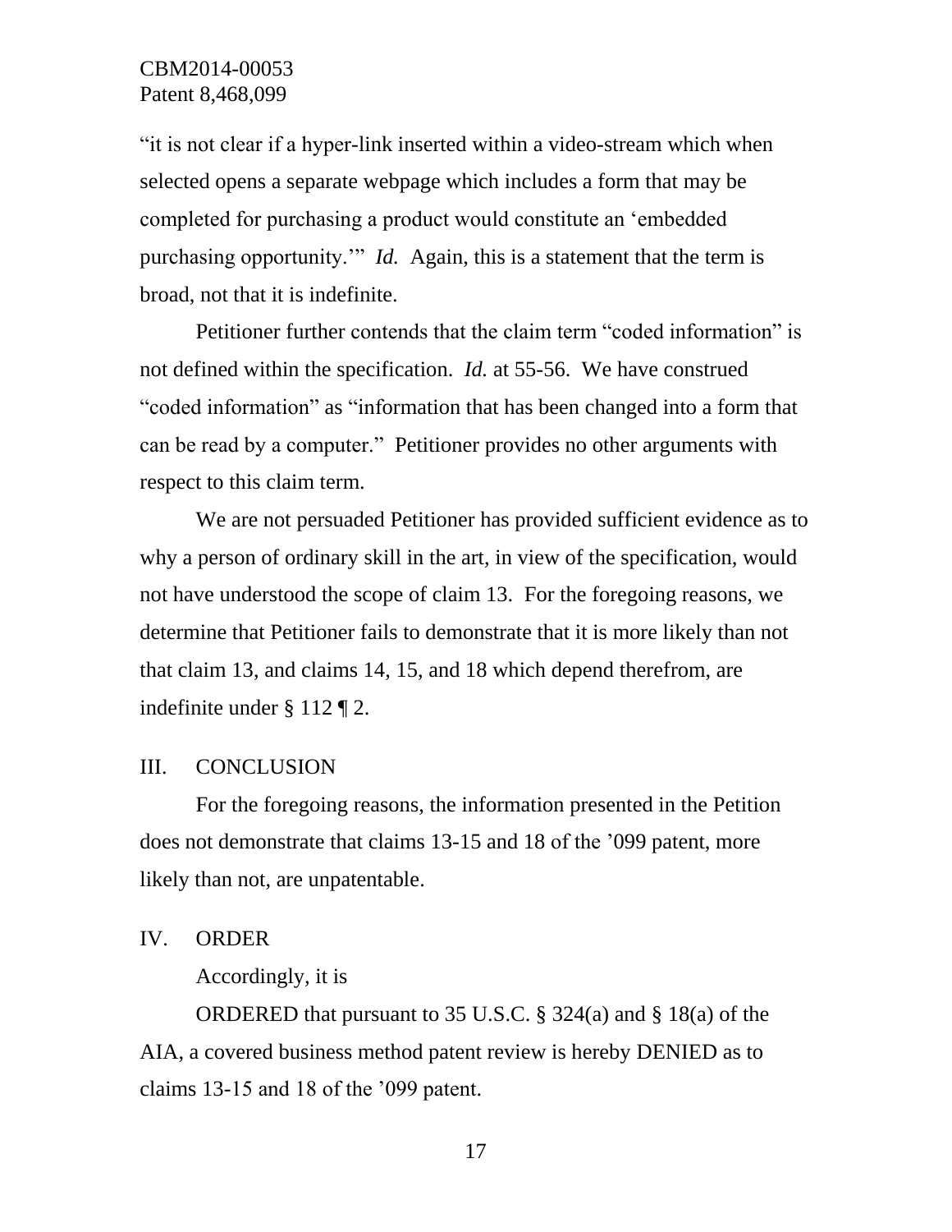"it is not clear if a hyper-link inserted within a video-stream which when selected opens a separate webpage which includes a form that may be completed for purchasing a product would constitute an 'embedded purchasing opportunity.'" *Id.* Again, this is a statement that the term is broad, not that it is indefinite.

Petitioner further contends that the claim term "coded information" is not defined within the specification. *Id.* at 55-56. We have construed "coded information" as "information that has been changed into a form that can be read by a computer." Petitioner provides no other arguments with respect to this claim term.

We are not persuaded Petitioner has provided sufficient evidence as to why a person of ordinary skill in the art, in view of the specification, would not have understood the scope of claim 13. For the foregoing reasons, we determine that Petitioner fails to demonstrate that it is more likely than not that claim 13, and claims 14, 15, and 18 which depend therefrom, are indefinite under § 112 ¶ 2.

## III. CONCLUSION

For the foregoing reasons, the information presented in the Petition does not demonstrate that claims 13-15 and 18 of the '099 patent, more likely than not, are unpatentable.

## IV. ORDER

Accordingly, it is

ORDERED that pursuant to 35 U.S.C. § 324(a) and § 18(a) of the AIA, a covered business method patent review is hereby DENIED as to claims 13-15 and 18 of the '099 patent.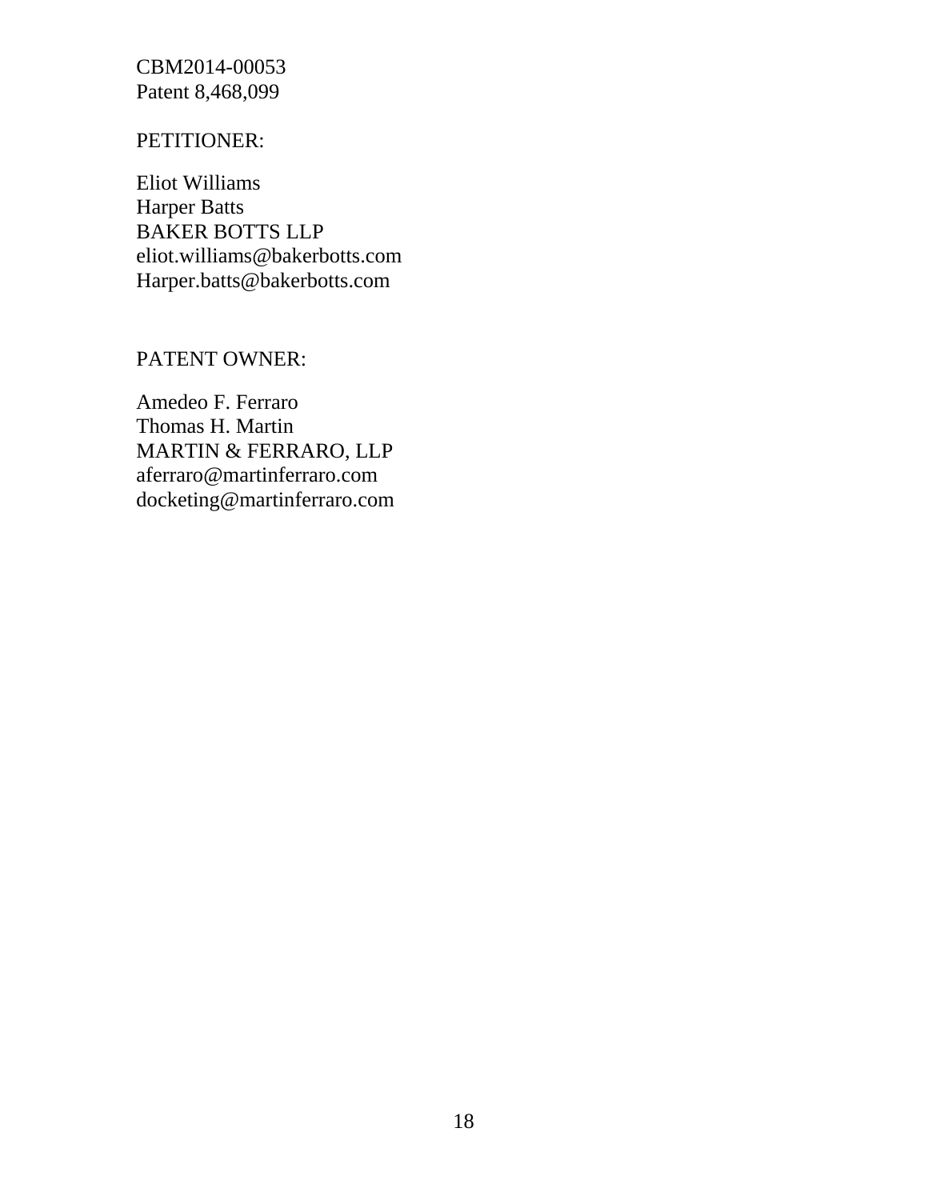CBM2014-00053
Patent 8,468,099

PETITIONER:

Eliot Williams
Harper Batts
BAKER BOTTS LLP
eliot.williams@bakerbotts.com
Harper.batts@bakerbotts.com

PATENT OWNER:

Amedeo F. Ferraro
Thomas H. Martin
MARTIN & FERRARO, LLP
aferraro@martinferraro.com
docketing@martinferraro.com